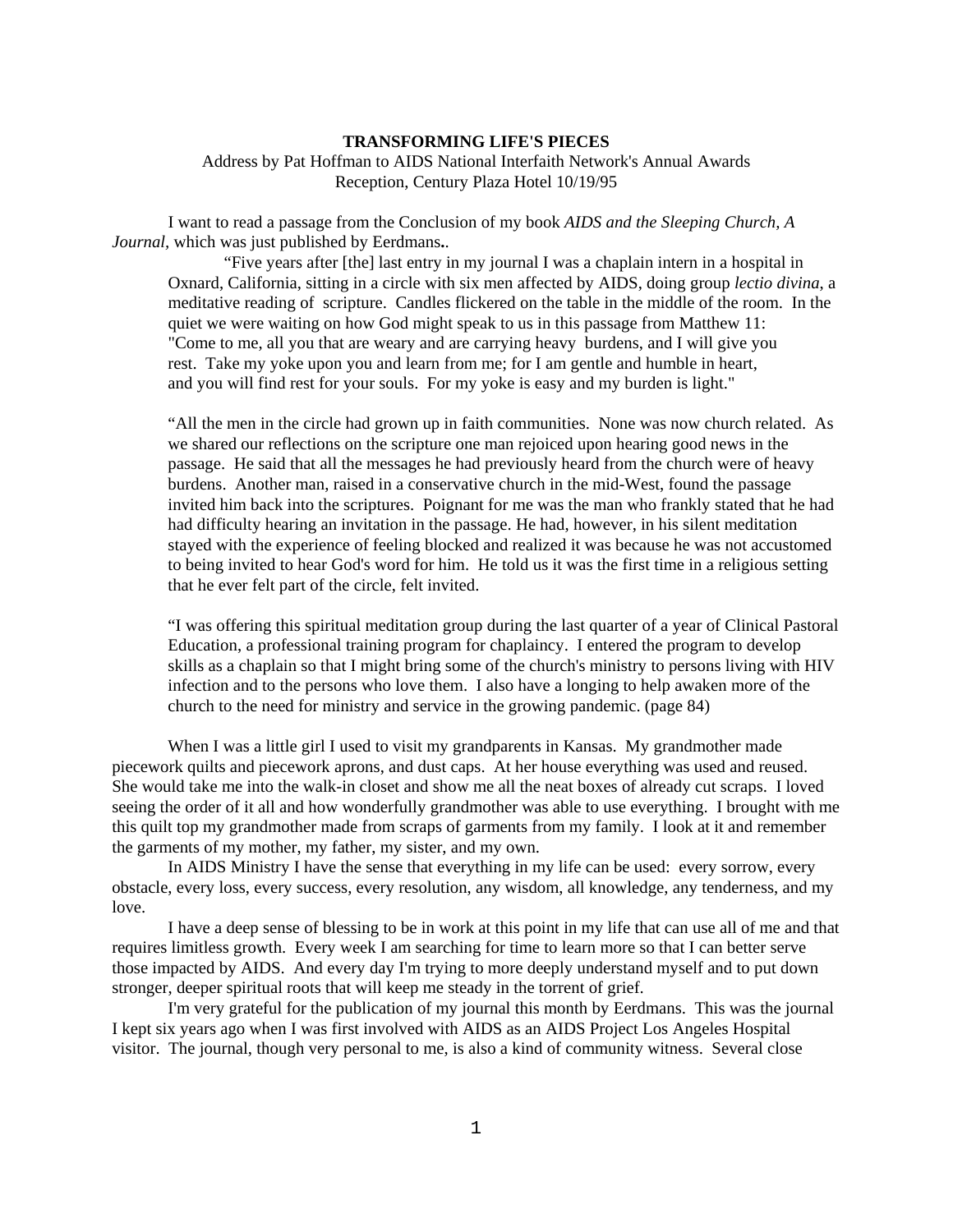**TRANSFORMING LIFE'S PIECES**

Address by Pat Hoffman to AIDS National Interfaith Network's Annual Awards Reception, Century Plaza Hotel 10/19/95

I want to read a passage from the Conclusion of my book *AIDS and the Sleeping Church, A Journal,* which was just published by Eerdmans**.**.

> "Five years after [the] last entry in my journal I was a chaplain intern in a hospital in Oxnard, California, sitting in a circle with six men affected by AIDS, doing group *lectio divina*, a meditative reading of scripture. Candles flickered on the table in the middle of the room. In the quiet we were waiting on how God might speak to us in this passage from Matthew 11: "Come to me, all you that are weary and are carrying heavy burdens, and I will give you rest. Take my yoke upon you and learn from me; for I am gentle and humble in heart, and you will find rest for your souls. For my yoke is easy and my burden is light."
>
> "All the men in the circle had grown up in faith communities. None was now church related. As we shared our reflections on the scripture one man rejoiced upon hearing good news in the passage. He said that all the messages he had previously heard from the church were of heavy burdens. Another man, raised in a conservative church in the mid-West, found the passage invited him back into the scriptures. Poignant for me was the man who frankly stated that he had had difficulty hearing an invitation in the passage. He had, however, in his silent meditation stayed with the experience of feeling blocked and realized it was because he was not accustomed to being invited to hear God's word for him. He told us it was the first time in a religious setting that he ever felt part of the circle, felt invited.
>
> "I was offering this spiritual meditation group during the last quarter of a year of Clinical Pastoral Education, a professional training program for chaplaincy. I entered the program to develop skills as a chaplain so that I might bring some of the church's ministry to persons living with HIV infection and to the persons who love them. I also have a longing to help awaken more of the church to the need for ministry and service in the growing pandemic. (page 84)

When I was a little girl I used to visit my grandparents in Kansas. My grandmother made piecework quilts and piecework aprons, and dust caps. At her house everything was used and reused. She would take me into the walk-in closet and show me all the neat boxes of already cut scraps. I loved seeing the order of it all and how wonderfully grandmother was able to use everything. I brought with me this quilt top my grandmother made from scraps of garments from my family. I look at it and remember the garments of my mother, my father, my sister, and my own.

In AIDS Ministry I have the sense that everything in my life can be used: every sorrow, every obstacle, every loss, every success, every resolution, any wisdom, all knowledge, any tenderness, and my love.

I have a deep sense of blessing to be in work at this point in my life that can use all of me and that requires limitless growth. Every week I am searching for time to learn more so that I can better serve those impacted by AIDS. And every day I'm trying to more deeply understand myself and to put down stronger, deeper spiritual roots that will keep me steady in the torrent of grief.

I'm very grateful for the publication of my journal this month by Eerdmans. This was the journal I kept six years ago when I was first involved with AIDS as an AIDS Project Los Angeles Hospital visitor. The journal, though very personal to me, is also a kind of community witness. Several close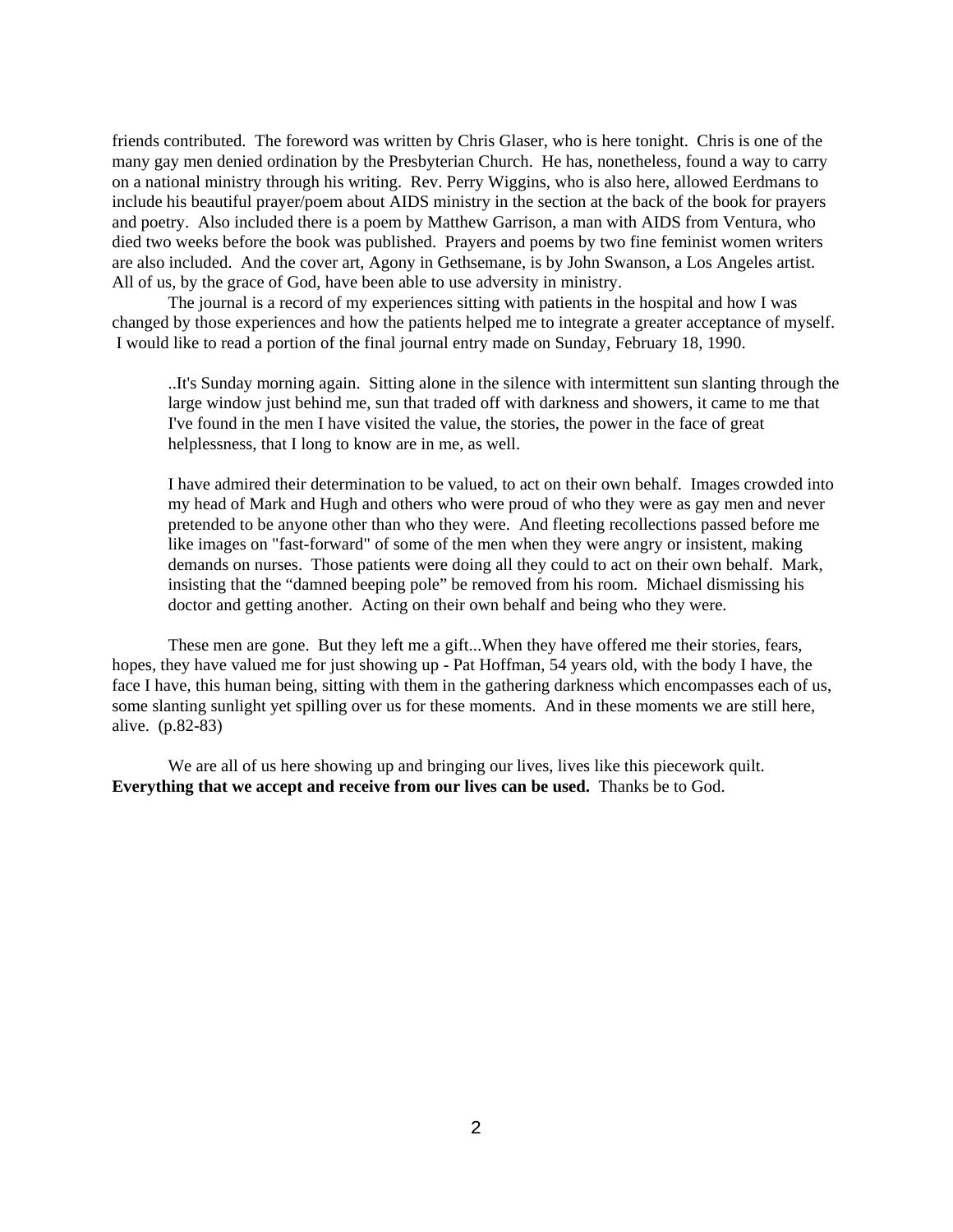friends contributed. The foreword was written by Chris Glaser, who is here tonight. Chris is one of the many gay men denied ordination by the Presbyterian Church. He has, nonetheless, found a way to carry on a national ministry through his writing. Rev. Perry Wiggins, who is also here, allowed Eerdmans to include his beautiful prayer/poem about AIDS ministry in the section at the back of the book for prayers and poetry. Also included there is a poem by Matthew Garrison, a man with AIDS from Ventura, who died two weeks before the book was published. Prayers and poems by two fine feminist women writers are also included. And the cover art, Agony in Gethsemane, is by John Swanson, a Los Angeles artist. All of us, by the grace of God, have been able to use adversity in ministry.

The journal is a record of my experiences sitting with patients in the hospital and how I was changed by those experiences and how the patients helped me to integrate a greater acceptance of myself. I would like to read a portion of the final journal entry made on Sunday, February 18, 1990.

> ..It's Sunday morning again. Sitting alone in the silence with intermittent sun slanting through the large window just behind me, sun that traded off with darkness and showers, it came to me that I've found in the men I have visited the value, the stories, the power in the face of great helplessness, that I long to know are in me, as well.
>
> I have admired their determination to be valued, to act on their own behalf. Images crowded into my head of Mark and Hugh and others who were proud of who they were as gay men and never pretended to be anyone other than who they were. And fleeting recollections passed before me like images on "fast-forward" of some of the men when they were angry or insistent, making demands on nurses. Those patients were doing all they could to act on their own behalf. Mark, insisting that the "damned beeping pole" be removed from his room. Michael dismissing his doctor and getting another. Acting on their own behalf and being who they were.

These men are gone. But they left me a gift...When they have offered me their stories, fears, hopes, they have valued me for just showing up - Pat Hoffman, 54 years old, with the body I have, the face I have, this human being, sitting with them in the gathering darkness which encompasses each of us, some slanting sunlight yet spilling over us for these moments. And in these moments we are still here, alive. (p.82-83)

We are all of us here showing up and bringing our lives, lives like this piecework quilt. **Everything that we accept and receive from our lives can be used.** Thanks be to God.